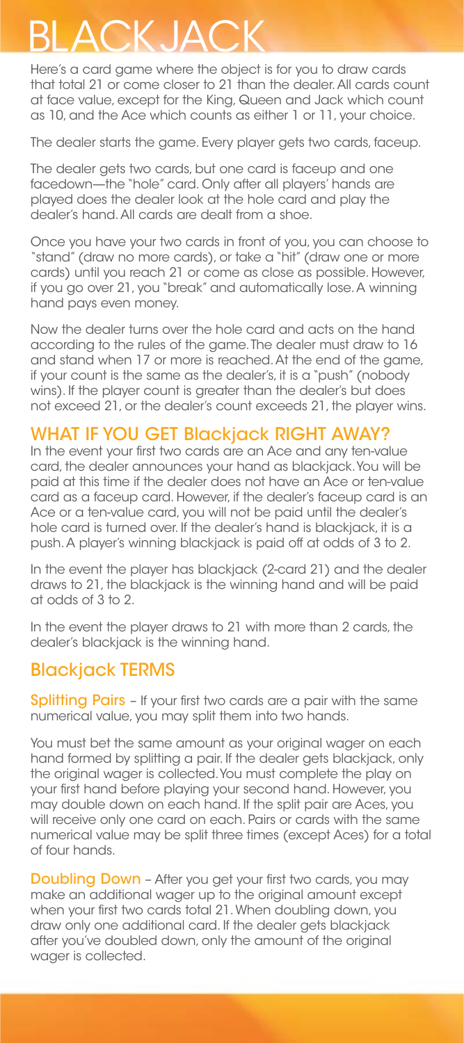# BLACKJACK

Here's a card game where the object is for you to draw cards that total 21 or come closer to 21 than the dealer. All cards count at face value, except for the King, Queen and Jack which count as 10, and the Ace which counts as either 1 or 11, your choice.

The dealer starts the game. Every player gets two cards, faceup.

The dealer gets two cards, but one card is faceup and one facedown—the "hole" card. Only after all players' hands are played does the dealer look at the hole card and play the dealer's hand. All cards are dealt from a shoe.

Once you have your two cards in front of you, you can choose to "stand" (draw no more cards), or take a "hit" (draw one or more cards) until you reach 21 or come as close as possible. However, if you go over 21, you "break" and automatically lose. A winning hand pays even money.

Now the dealer turns over the hole card and acts on the hand according to the rules of the game. The dealer must draw to 16 and stand when 17 or more is reached. At the end of the game, if your count is the same as the dealer's, it is a "push" (nobody wins). If the player count is greater than the dealer's but does not exceed 21, or the dealer's count exceeds 21, the player wins.

## WHAT IF YOU GET Blackjack RIGHT AWAY?

In the event your first two cards are an Ace and any ten-value card, the dealer announces your hand as blackjack. You will be paid at this time if the dealer does not have an Ace or ten-value card as a faceup card. However, if the dealer's faceup card is an Ace or a ten-value card, you will not be paid until the dealer's hole card is turned over. If the dealer's hand is blackjack, it is a push. A player's winning blackjack is paid off at odds of 3 to 2.

In the event the player has blackjack (2-card 21) and the dealer draws to 21, the blackjack is the winning hand and will be paid at odds of 3 to 2.

In the event the player draws to 21 with more than 2 cards, the dealer's blackjack is the winning hand.

## Blackjack TERMS

**Splitting Pairs** – If your first two cards are a pair with the same numerical value, you may split them into two hands.

You must bet the same amount as your original wager on each hand formed by splitting a pair. If the dealer gets blackjack, only the original wager is collected. You must complete the play on your first hand before playing your second hand. However, you may double down on each hand. If the split pair are Aces, you will receive only one card on each. Pairs or cards with the same numerical value may be split three times (except Aces) for a total of four hands.

**Doubling Down** – After you get your first two cards, you may make an additional wager up to the original amount except when your first two cards total 21. When doubling down, you draw only one additional card. If the dealer gets blackjack after you've doubled down, only the amount of the original wager is collected.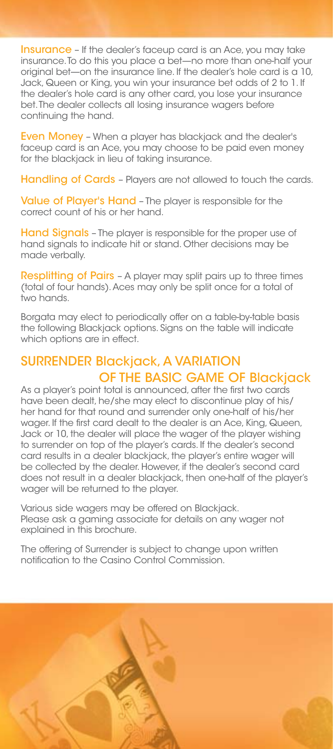**Insurance** – If the dealer's faceup card is an Ace, you may take insurance. To do this you place a bet—no more than one-half your original bet—on the insurance line. If the dealer's hole card is a 10, Jack, Queen or King, you win your insurance bet odds of 2 to 1. If the dealer's hole card is any other card, you lose your insurance bet. The dealer collects all losing insurance wagers before continuing the hand.

**Even Money** – When a player has blackjack and the dealer's faceup card is an Ace, you may choose to be paid even money for the blackjack in lieu of taking insurance.

**Handling of Cards** – Players are not allowed to touch the cards.

**Value of Player's Hand** – The player is responsible for the correct count of his or her hand.

**Hand Signals** – The player is responsible for the proper use of hand signals to indicate hit or stand. Other decisions may be made verbally.

**Resplitting of Pairs** – A player may split pairs up to three times (total of four hands). Aces may only be split once for a total of two hands.

Borgata may elect to periodically offer on a table-by-table basis the following Blackjack options. Signs on the table will indicate which options are in effect.

## SURRENDER Blackjack, A VARIATION OF THE BASIC GAME OF Blackjack

As a player's point total is announced, after the first two cards have been dealt, he/she may elect to discontinue play of his/her hand for that round and surrender only one-half of his/her wager. If the first card dealt to the dealer is an Ace, King, Queen, Jack or 10, the dealer will place the wager of the player wishing to surrender on top of the player's cards. If the dealer's second card results in a dealer blackjack, the player's entire wager will be collected by the dealer. However, if the dealer's second card does not result in a dealer blackjack, then one-half of the player's wager will be returned to the player.

Various side wagers may be offered on Blackjack. Please ask a gaming associate for details on any wager not explained in this brochure.

The offering of Surrender is subject to change upon written notification to the Casino Control Commission.